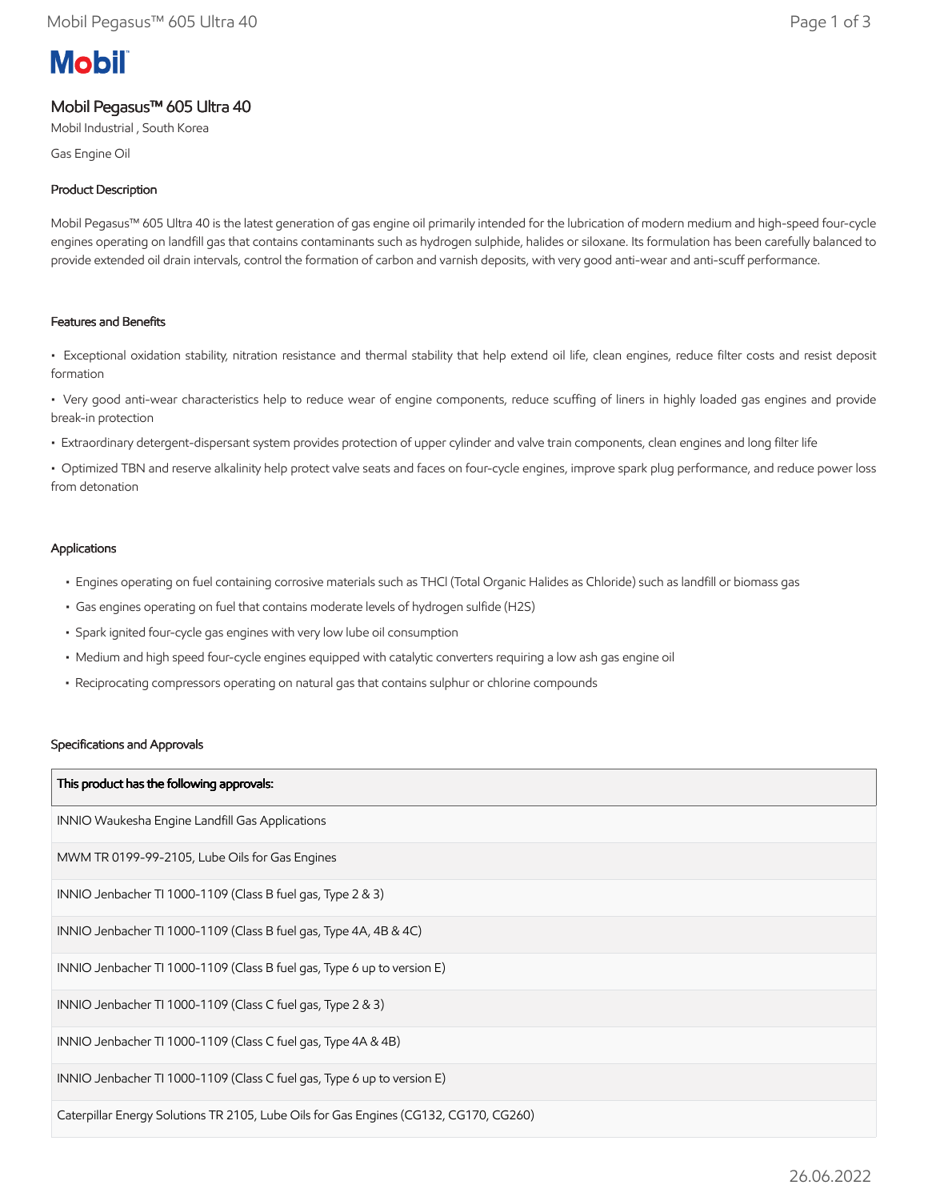# Mobil

## Mobil Pegasus™ 605 Ultra 40

Mobil Industrial , South Korea

Gas Engine Oil

### Product Description

Mobil Pegasus™ 605 Ultra 40 is the latest generation of gas engine oil primarily intended for the lubrication of modern medium and high-speed four-cycle engines operating on landfill gas that contains contaminants such as hydrogen sulphide, halides or siloxane. Its formulation has been carefully balanced to provide extended oil drain intervals, control the formation of carbon and varnish deposits, with very good anti-wear and anti-scuff performance.

### Features and Benefits

- Exceptional oxidation stability, nitration resistance and thermal stability that help extend oil life, clean engines, reduce filter costs and resist deposit formation
- Very good anti-wear characteristics help to reduce wear of engine components, reduce scuffing of liners in highly loaded gas engines and provide break-in protection
- Extraordinary detergent-dispersant system provides protection of upper cylinder and valve train components, clean engines and long filter life
- Optimized TBN and reserve alkalinity help protect valve seats and faces on four-cycle engines, improve spark plug performance, and reduce power loss from detonation

### Applications

- Engines operating on fuel containing corrosive materials such as THCl (Total Organic Halides as Chloride) such as landfill or biomass gas
- Gas engines operating on fuel that contains moderate levels of hydrogen sulfide ($H_2S$)
- Spark ignited four-cycle gas engines with very low lube oil consumption
- Medium and high speed four-cycle engines equipped with catalytic converters requiring a low ash gas engine oil
- Reciprocating compressors operating on natural gas that contains sulphur or chlorine compounds

### Specifications and Approvals

| This product has the following approvals: |
|---|
| INNIO Waukesha Engine Landfill Gas Applications |
| MWM TR 0199-99-2105, Lube Oils for Gas Engines |
| INNIO Jenbacher TI 1000-1109 (Class B fuel gas, Type 2 & 3) |
| INNIO Jenbacher TI 1000-1109 (Class B fuel gas, Type 4A, 4B & 4C) |
| INNIO Jenbacher TI 1000-1109 (Class B fuel gas, Type 6 up to version E) |
| INNIO Jenbacher TI 1000-1109 (Class C fuel gas, Type 2 & 3) |
| INNIO Jenbacher TI 1000-1109 (Class C fuel gas, Type 4A & 4B) |
| INNIO Jenbacher TI 1000-1109 (Class C fuel gas, Type 6 up to version E) |
| Caterpillar Energy Solutions TR 2105, Lube Oils for Gas Engines (CG132, CG170, CG260) |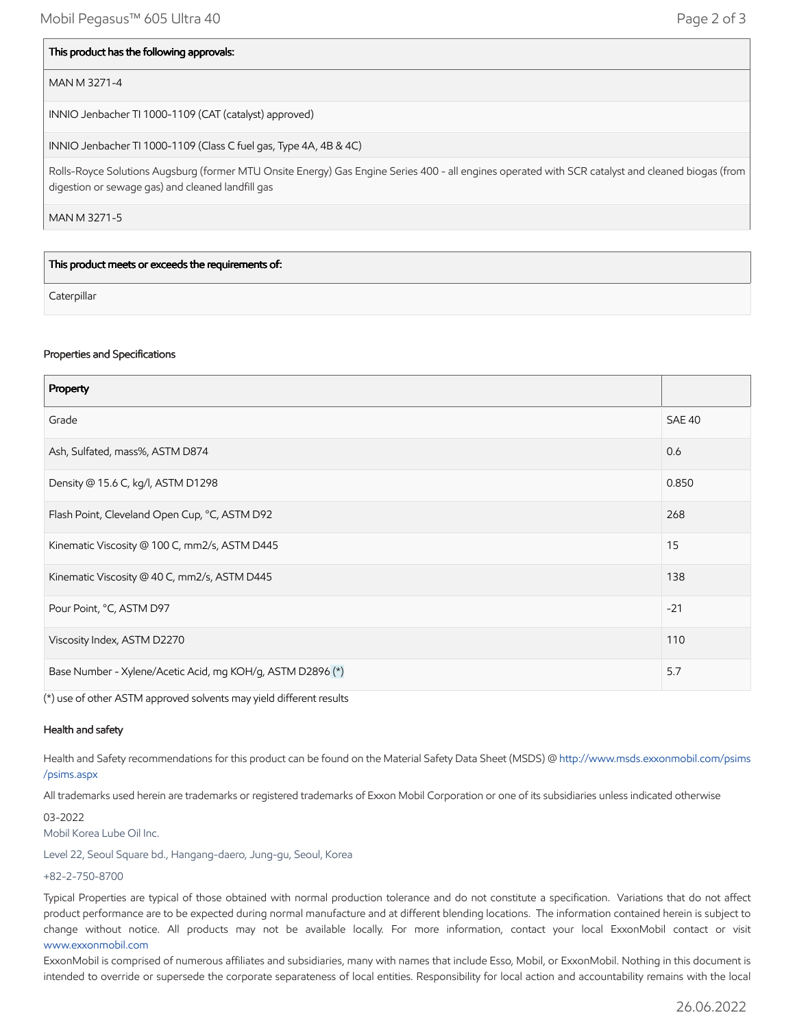| This product has the following approvals: |
| --- |
| MAN M 3271-4 |
| INNIO Jenbacher TI 1000-1109 (CAT (catalyst) approved) |
| INNIO Jenbacher TI 1000-1109 (Class C fuel gas, Type 4A, 4B & 4C) |
| Rolls-Royce Solutions Augsburg (former MTU Onsite Energy) Gas Engine Series 400 - all engines operated with SCR catalyst and cleaned biogas (from digestion or sewage gas) and cleaned landfill gas |
| MAN M 3271-5 |

| This product meets or exceeds the requirements of: |
| --- |
| Caterpillar |

### Properties and Specifications

| Property | |
| --- | --- |
| Grade | SAE 40 |
| Ash, Sulfated, mass%, ASTM D874 | 0.6 |
| Density @ 15.6 C, kg/l, ASTM D1298 | 0.850 |
| Flash Point, Cleveland Open Cup, °C, ASTM D92 | 268 |
| Kinematic Viscosity @ 100 C, mm2/s, ASTM D445 | 15 |
| Kinematic Viscosity @ 40 C, mm2/s, ASTM D445 | 138 |
| Pour Point, °C, ASTM D97 | -21 |
| Viscosity Index, ASTM D2270 | 110 |
| Base Number - Xylene/Acetic Acid, mg KOH/g, ASTM D2896 (*) | 5.7 |

(*) use of other ASTM approved solvents may yield different results

### Health and safety

Health and Safety recommendations for this product can be found on the Material Safety Data Sheet (MSDS) @ http://www.msds.exxonmobil.com/psims/psims.aspx

All trademarks used herein are trademarks or registered trademarks of Exxon Mobil Corporation or one of its subsidiaries unless indicated otherwise

03-2022

Mobil Korea Lube Oil Inc.

Level 22, Seoul Square bd., Hangang-daero, Jung-gu, Seoul, Korea

+82-2-750-8700

Typical Properties are typical of those obtained with normal production tolerance and do not constitute a specification. Variations that do not affect product performance are to be expected during normal manufacture and at different blending locations. The information contained herein is subject to change without notice. All products may not be available locally. For more information, contact your local ExxonMobil contact or visit www.exxonmobil.com

ExxonMobil is comprised of numerous affiliates and subsidiaries, many with names that include Esso, Mobil, or ExxonMobil. Nothing in this document is intended to override or supersede the corporate separateness of local entities. Responsibility for local action and accountability remains with the local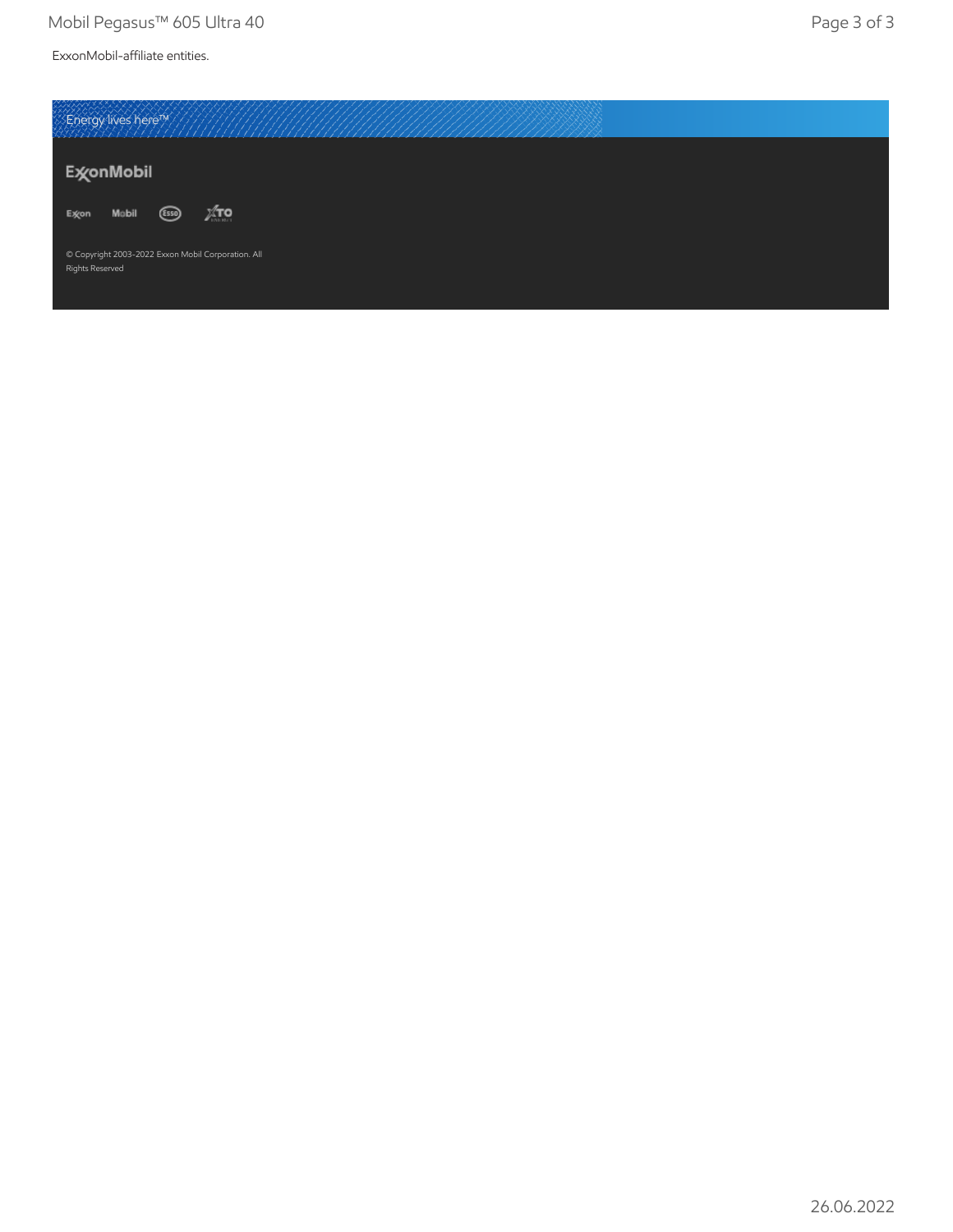ExxonMobil-affiliate entities.

Energy lives here™

ExxonMobil

Exxon Mobil Esso XTO

© Copyright 2003-2022 Exxon Mobil Corporation. All Rights Reserved